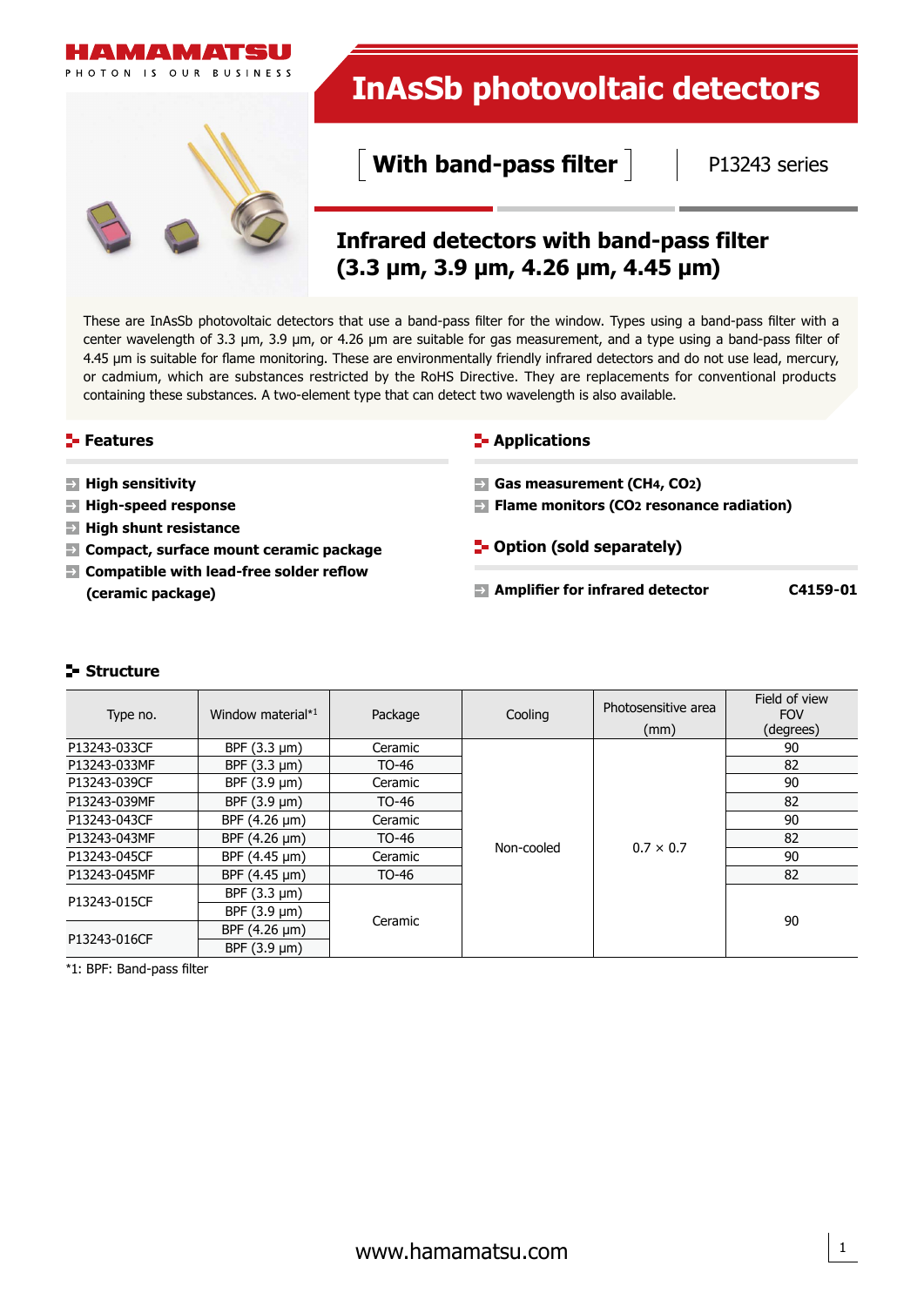# InAsSb photovoltaic detectors

## With band-pass filter

P13243 series

## Infrared detectors with band-pass filter (3.3 μm, 3.9 μm, 4.26 μm, 4.45 μm)

These are InAsSb photovoltaic detectors that use a band-pass filter for the window. Types using a band-pass filter with a center wavelength of 3.3 μm, 3.9 μm, or 4.26 μm are suitable for gas measurement, and a type using a band-pass filter of 4.45 μm is suitable for flame monitoring. These are environmentally friendly infrared detectors and do not use lead, mercury, or cadmium, which are substances restricted by the RoHS Directive. They are replacements for conventional products containing these substances. A two-element type that can detect two wavelength is also available.

### Features

- **High sensitivity**
- **High-speed response**
- **High shunt resistance**
- **Compact, surface mount ceramic package**
- **Compatible with lead-free solder reflow (ceramic package)**

### Applications

- **Gas measurement ($CH_4$, $CO_2$)**
- **Flame monitors ($CO_2$ resonance radiation)**

### Option (sold separately)

- **Amplifier for infrared detector** **C4159-01**

### Structure

| Type no. | Window material*1 | Package | Cooling | Photosensitive area (mm) | Field of view FOV (degrees) |
|---|---|---|---|---|---|
| P13243-033CF | BPF (3.3 μm) | Ceramic | Non-cooled | 0.7 × 0.7 | 90 |
| P13243-033MF | BPF (3.3 μm) | TO-46 | | | 82 |
| P13243-039CF | BPF (3.9 μm) | Ceramic | | | 90 |
| P13243-039MF | BPF (3.9 μm) | TO-46 | | | 82 |
| P13243-043CF | BPF (4.26 μm) | Ceramic | | | 90 |
| P13243-043MF | BPF (4.26 μm) | TO-46 | | | 82 |
| P13243-045CF | BPF (4.45 μm) | Ceramic | | | 90 |
| P13243-045MF | BPF (4.45 μm) | TO-46 | | | 82 |
| P13243-015CF | BPF (3.3 μm) | Ceramic | | | 90 |
| | BPF (3.9 μm) | | | | |
| P13243-016CF | BPF (4.26 μm) | | | | |
| | BPF (3.9 μm) | | | | |

*1: BPF: Band-pass filter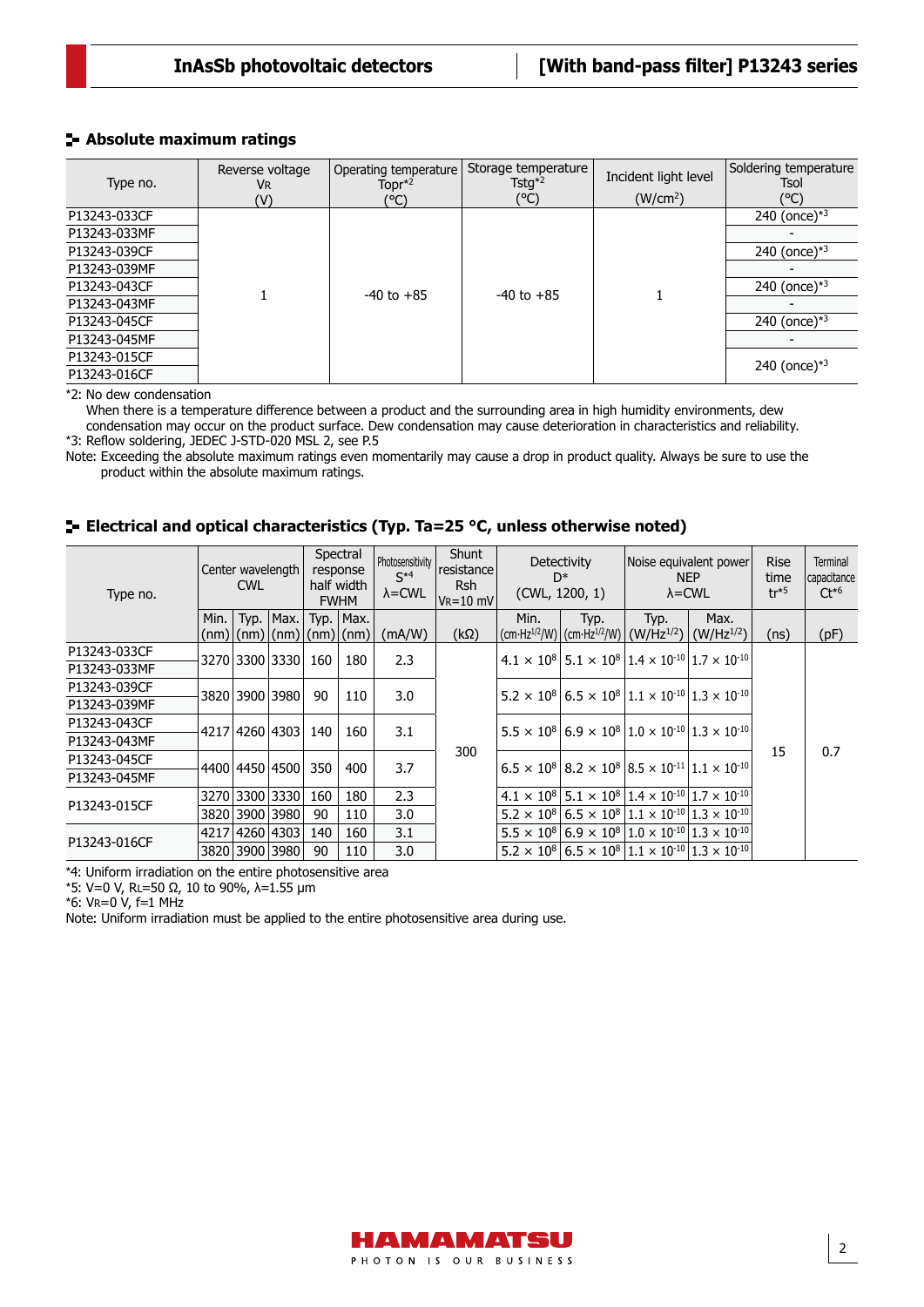## Absolute maximum ratings

| Type no. | Reverse voltage VR (V) | Operating temperature Topr*2 (°C) | Storage temperature Tstg*2 (°C) | Incident light level (W/cm²) | Soldering temperature Tsol (°C) |
|---|---|---|---|---|---|
| P13243-033CF | 1 | -40 to +85 | -40 to +85 | 1 | 240 (once)*3 |
| P13243-033MF | | | | | - |
| P13243-039CF | | | | | 240 (once)*3 |
| P13243-039MF | | | | | - |
| P13243-043CF | | | | | 240 (once)*3 |
| P13243-043MF | | | | | - |
| P13243-045CF | | | | | 240 (once)*3 |
| P13243-045MF | | | | | - |
| P13243-015CF | | | | | 240 (once)*3 |
| P13243-016CF | | | | | |

*2: No dew condensation
When there is a temperature difference between a product and the surrounding area in high humidity environments, dew condensation may occur on the product surface. Dew condensation may cause deterioration in characteristics and reliability.
*3: Reflow soldering, JEDEC J-STD-020 MSL 2, see P.5
Note: Exceeding the absolute maximum ratings even momentarily may cause a drop in product quality. Always be sure to use the product within the absolute maximum ratings.

## Electrical and optical characteristics (Typ. Ta=25 °C, unless otherwise noted)

| Type no. | Center wavelength CWL | | | Spectral response half width FWHM | | Photosensitivity S*4 λ=CWL | Shunt resistance Rsh VR=10 mV | Detectivity D* (CWL, 1200, 1) | | Noise equivalent power NEP λ=CWL | | Rise time tr*5 | Terminal capacitance Ct*6 |
|---|---|---|---|---|---|---|---|---|---|---|---|---|---|
| | Min. (nm) | Typ. (nm) | Max. (nm) | Typ. (nm) | Max. (nm) | (mA/W) | (kΩ) | Min. (cm·Hz$^{1/2}$/W) | Typ. (cm·Hz$^{1/2}$/W) | Typ. (W/Hz$^{1/2}$) | Max. (W/Hz$^{1/2}$) | (ns) | (pF) |
| P13243-033CF / P13243-033MF | 3270 | 3300 | 3330 | 160 | 180 | 2.3 | 300 | $4.1 \times 10^{8}$ | $5.1 \times 10^{8}$ | $1.4 \times 10^{-10}$ | $1.7 \times 10^{-10}$ | 15 | 0.7 |
| P13243-039CF / P13243-039MF | 3820 | 3900 | 3980 | 90 | 110 | 3.0 | | $5.2 \times 10^{8}$ | $6.5 \times 10^{8}$ | $1.1 \times 10^{-10}$ | $1.3 \times 10^{-10}$ | | |
| P13243-043CF / P13243-043MF | 4217 | 4260 | 4303 | 140 | 160 | 3.1 | | $5.5 \times 10^{8}$ | $6.9 \times 10^{8}$ | $1.0 \times 10^{-10}$ | $1.3 \times 10^{-10}$ | | |
| P13243-045CF / P13243-045MF | 4400 | 4450 | 4500 | 350 | 400 | 3.7 | | $6.5 \times 10^{8}$ | $8.2 \times 10^{8}$ | $8.5 \times 10^{-11}$ | $1.1 \times 10^{-10}$ | | |
| P13243-015CF | 3270 | 3300 | 3330 | 160 | 180 | 2.3 | | $4.1 \times 10^{8}$ | $5.1 \times 10^{8}$ | $1.4 \times 10^{-10}$ | $1.7 \times 10^{-10}$ | | |
| | 3820 | 3900 | 3980 | 90 | 110 | 3.0 | | $5.2 \times 10^{8}$ | $6.5 \times 10^{8}$ | $1.1 \times 10^{-10}$ | $1.3 \times 10^{-10}$ | | |
| P13243-016CF | 4217 | 4260 | 4303 | 140 | 160 | 3.1 | | $5.5 \times 10^{8}$ | $6.9 \times 10^{8}$ | $1.0 \times 10^{-10}$ | $1.3 \times 10^{-10}$ | | |
| | 3820 | 3900 | 3980 | 90 | 110 | 3.0 | | $5.2 \times 10^{8}$ | $6.5 \times 10^{8}$ | $1.1 \times 10^{-10}$ | $1.3 \times 10^{-10}$ | | |

*4: Uniform irradiation on the entire photosensitive area
*5: V=0 V, RL=50 Ω, 10 to 90%, λ=1.55 μm
*6: VR=0 V, f=1 MHz
Note: Uniform irradiation must be applied to the entire photosensitive area during use.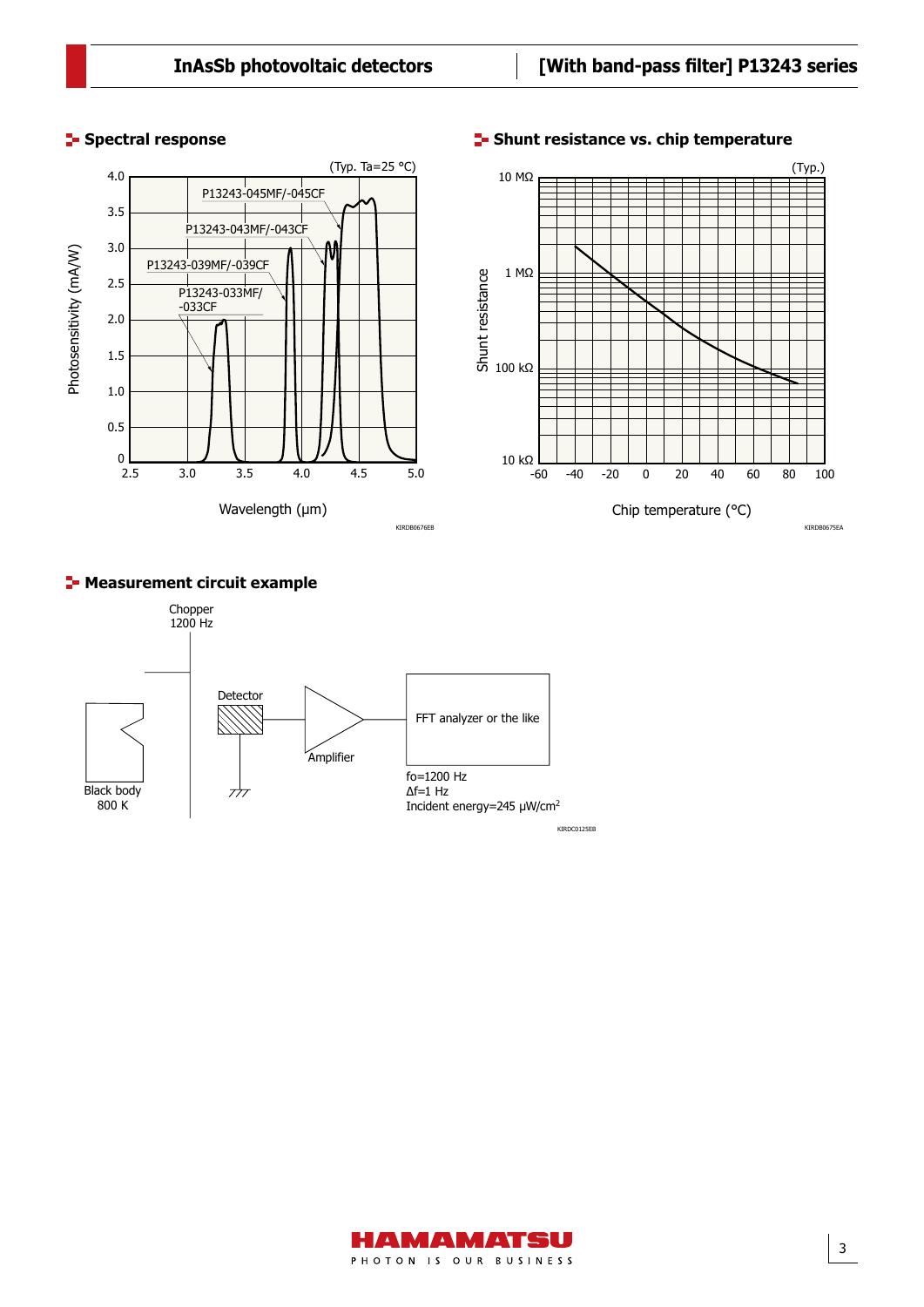## Spectral response

(Typ. Ta=25 °C)

Photosensitivity (mA/W)

P13243-045MF/-045CF

P13243-043MF/-043CF

P13243-039MF/-039CF

P13243-033MF/-033CF

Wavelength (μm)

KIRDB0676EB

## Shunt resistance vs. chip temperature

(Typ.)

Shunt resistance

Chip temperature (°C)

KIRDB0675EA

## Measurement circuit example

Chopper 1200 Hz

Detector

Amplifier

FFT analyzer or the like

Black body 800 K

fo=1200 Hz
Δf=1 Hz
Incident energy=245 μW/cm²

KIRDC0125EB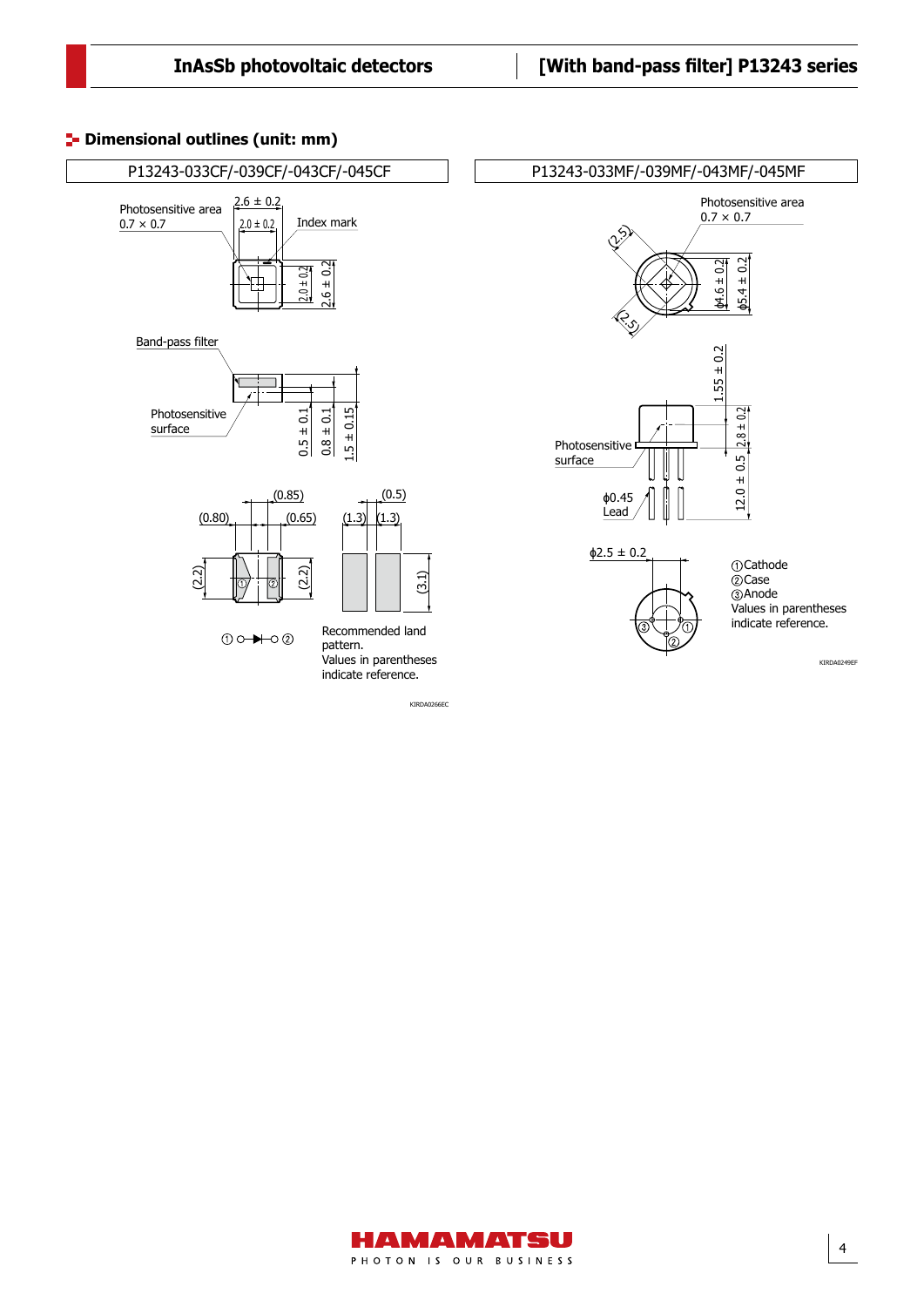## Dimensional outlines (unit: mm)

### P13243-033CF/-039CF/-043CF/-045CF

Photosensitive area 0.7 × 0.7

2.6 ± 0.2

2.0 ± 0.2

Index mark

2.0 ± 0.2

2.6 ± 0.2

Band-pass filter

Photosensitive surface

0.5 ± 0.1

0.8 ± 0.1

1.5 ± 0.15

(0.85)

(0.80)

(0.65)

(2.2)

(2.2)

(0.5)

(1.3)

(1.3)

(3.1)

① ○—▶|—○ ②

Recommended land pattern.
Values in parentheses indicate reference.

KIRDA0266EC

### P13243-033MF/-039MF/-043MF/-045MF

Photosensitive area 0.7 × 0.7

(2.5)

(2.5)

ϕ4.6 ± 0.2

ϕ5.4 ± 0.2

1.55 ± 0.2

2.8 ± 0.2

12.0 ± 0.5

Photosensitive surface

ϕ0.45 Lead

ϕ2.5 ± 0.2

①Cathode
②Case
③Anode
Values in parentheses indicate reference.

KIRDA0249EF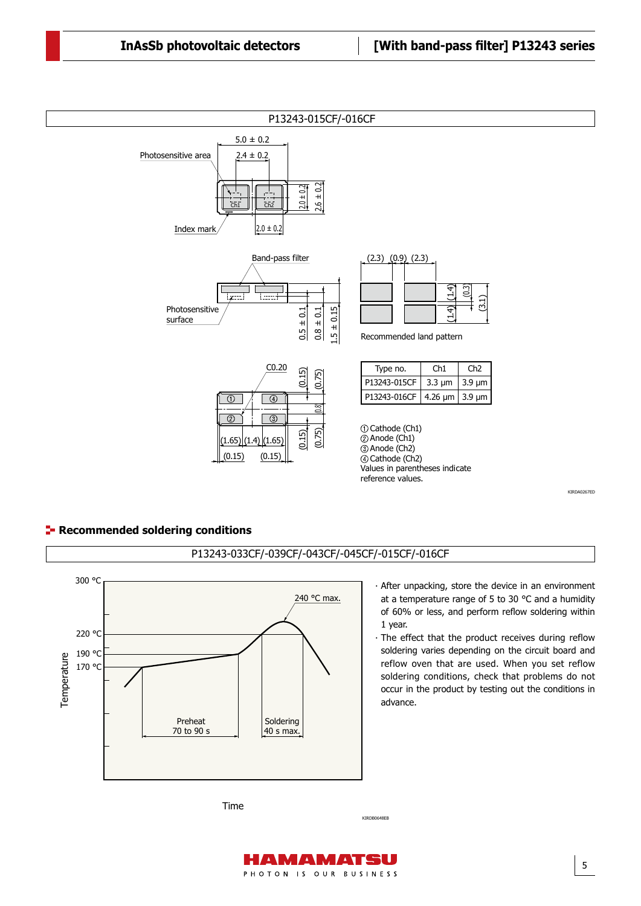## P13243-015CF/-016CF

Photosensitive area

Index mark

Band-pass filter

Photosensitive surface

Recommended land pattern

| Type no. | Ch1 | Ch2 |
|---|---|---|
| P13243-015CF | 3.3 µm | 3.9 µm |
| P13243-016CF | 4.26 µm | 3.9 µm |

① Cathode (Ch1)
② Anode (Ch1)
③ Anode (Ch2)
④ Cathode (Ch2)
Values in parentheses indicate reference values.

KIRDA0267ED

## Recommended soldering conditions

### P13243-033CF/-039CF/-043CF/-045CF/-015CF/-016CF

Temperature: 300 °C, 240 °C max., 220 °C, 190 °C, 170 °C

Preheat 70 to 90 s

Soldering 40 s max.

Time

KIRDB0648EB

- After unpacking, store the device in an environment at a temperature range of 5 to 30 °C and a humidity of 60% or less, and perform reflow soldering within 1 year.
- The effect that the product receives during reflow soldering varies depending on the circuit board and reflow oven that are used. When you set reflow soldering conditions, check that problems do not occur in the product by testing out the conditions in advance.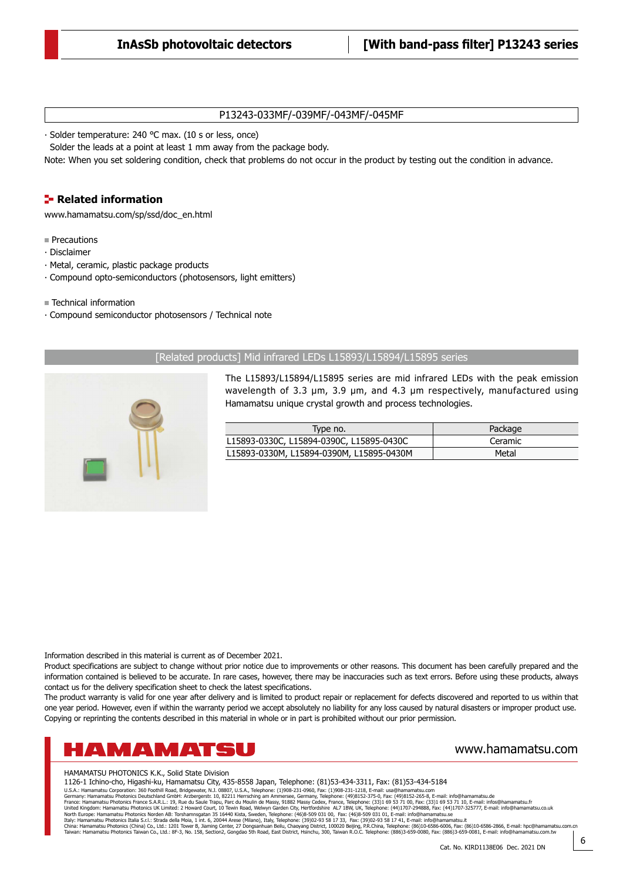P13243-033MF/-039MF/-043MF/-045MF

· Solder temperature: 240 °C max. (10 s or less, once)
  Solder the leads at a point at least 1 mm away from the package body.

Note: When you set soldering condition, check that problems do not occur in the product by testing out the condition in advance.

## Related information

www.hamamatsu.com/sp/ssd/doc_en.html

■ Precautions
· Disclaimer
· Metal, ceramic, plastic package products
· Compound opto-semiconductors (photosensors, light emitters)

■ Technical information
· Compound semiconductor photosensors / Technical note

### [Related products] Mid infrared LEDs L15893/L15894/L15895 series

The L15893/L15894/L15895 series are mid infrared LEDs with the peak emission wavelength of 3.3 µm, 3.9 µm, and 4.3 µm respectively, manufactured using Hamamatsu unique crystal growth and process technologies.

| Type no. | Package |
|---|---|
| L15893-0330C, L15894-0390C, L15895-0430C | Ceramic |
| L15893-0330M, L15894-0390M, L15895-0430M | Metal |

Information described in this material is current as of December 2021.
Product specifications are subject to change without prior notice due to improvements or other reasons. This document has been carefully prepared and the information contained is believed to be accurate. In rare cases, however, there may be inaccuracies such as text errors. Before using these products, always contact us for the delivery specification sheet to check the latest specifications.
The product warranty is valid for one year after delivery and is limited to product repair or replacement for defects discovered and reported to us within that one year period. However, even if within the warranty period we accept absolutely no liability for any loss caused by natural disasters or improper product use.
Copying or reprinting the contents described in this material in whole or in part is prohibited without our prior permission.

HAMAMATSU

www.hamamatsu.com

HAMAMATSU PHOTONICS K.K., Solid State Division
1126-1 Ichino-cho, Higashi-ku, Hamamatsu City, 435-8558 Japan, Telephone: (81)53-434-3311, Fax: (81)53-434-5184
U.S.A.: Hamamatsu Corporation: 360 Foothill Road, Bridgewater, N.J. 08807, U.S.A., Telephone: (1)908-231-0960, Fax: (1)908-231-1218, E-mail: usa@hamamatsu.com
Germany: Hamamatsu Photonics Deutschland GmbH: Arzbergerstr. 10, 82211 Herrsching am Ammersee, Germany, Telephone: (49)8152-375-0, Fax: (49)8152-265-8, E-mail: info@hamamatsu.de
France: Hamamatsu Photonics France S.A.R.L.: 19, Rue du Saule Trapu, Parc du Moulin de Massy, 91882 Massy Cedex, France, Telephone: (33)1 69 53 71 00, Fax: (33)1 69 53 71 10, E-mail: infos@hamamatsu.fr
United Kingdom: Hamamatsu Photonics UK Limited: 2 Howard Court, 10 Tewin Road, Welwyn Garden City, Hertfordshire AL7 1BW, UK, Telephone: (44)1707-294888, Fax: (44)1707-325777, E-mail: info@hamamatsu.co.uk
North Europe: Hamamatsu Photonics Norden AB: Torshamnsgatan 35 16440 Kista, Sweden, Telephone: (46)8-509 031 00, Fax: (46)8-509 031 01, E-mail: info@hamamatsu.se
Italy: Hamamatsu Photonics Italia S.r.l.: Strada della Moia, 1 int. 6, 20044 Arese (Milano), Italy, Telephone: (39)02-93 58 17 33, Fax: (39)02-93 58 17 41, E-mail: info@hamamatsu.it
China: Hamamatsu Photonics (China) Co., Ltd.: 1201 Tower B, Jiaming Center, 27 Dongsanhuan Beilu, Chaoyang District, 100020 Beijing, P.R.China, Telephone: (86)10-6586-6006, Fax: (86)10-6586-2866, E-mail: hpc@hamamatsu.com.cn
Taiwan: Hamamatsu Photonics Taiwan Co., Ltd.: 8F-3, No. 158, Section2, Gongdao 5th Road, East District, Hsinchu, 300, Taiwan R.O.C. Telephone: (886)3-659-0080, Fax: (886)3-659-0081, E-mail: info@hamamatsu.com.tw

Cat. No. KIRD1138E06 Dec. 2021 DN